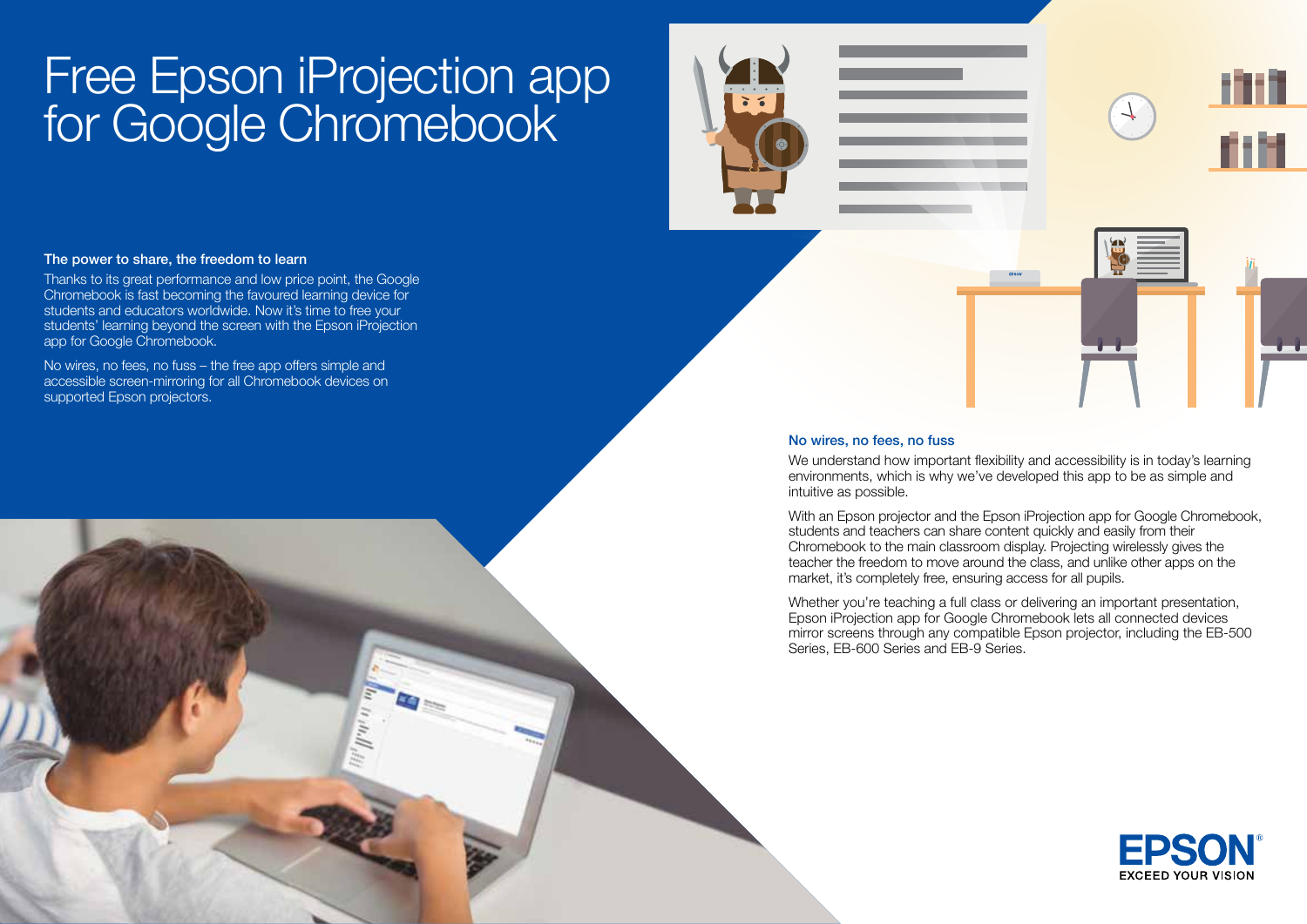# Free Epson iProjection app for Google Chromebook

### The power to share, the freedom to learn

Thanks to its great performance and low price point, the Google Chromebook is fast becoming the favoured learning device for students and educators worldwide. Now it's time to free your students' learning beyond the screen with the Epson iProjection app for Google Chromebook.

No wires, no fees, no fuss – the free app offers simple and accessible screen-mirroring for all Chromebook devices on supported Epson projectors.

### No wires, no fees, no fuss

We understand how important flexibility and accessibility is in today's learning environments, which is why we've developed this app to be as simple and intuitive as possible.

With an Epson projector and the Epson iProjection app for Google Chromebook, students and teachers can share content quickly and easily from their Chromebook to the main classroom display. Projecting wirelessly gives the teacher the freedom to move around the class, and unlike other apps on the market, it's completely free, ensuring access for all pupils.

Whether you're teaching a full class or delivering an important presentation, Epson iProjection app for Google Chromebook lets all connected devices mirror screens through any compatible Epson projector, including the EB-500 Series, EB-600 Series and EB-9 Series.

EPSON®
EXCEED YOUR VISION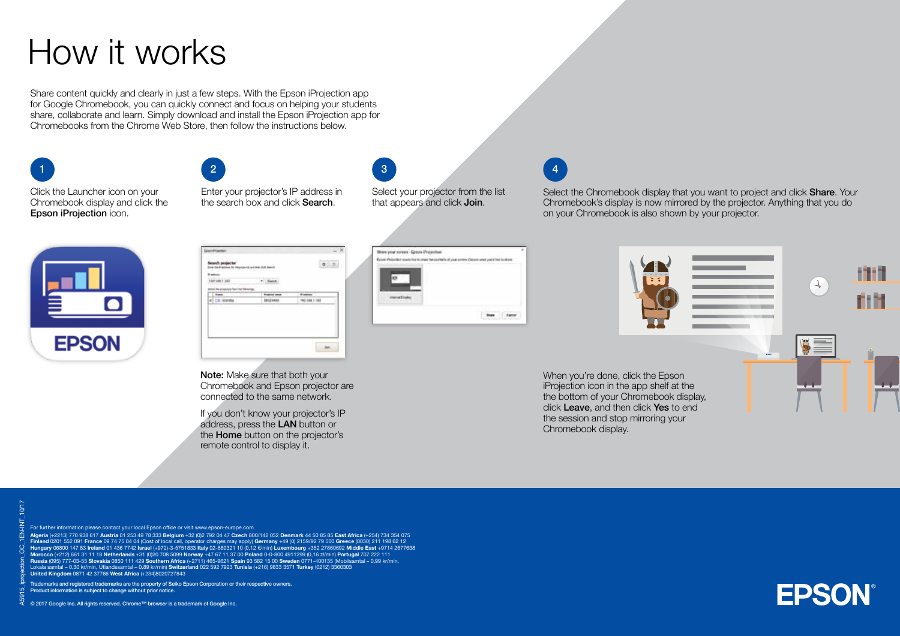# How it works

Share content quickly and clearly in just a few steps. With the Epson iProjection app for Google Chromebook, you can quickly connect and focus on helping your students share, collaborate and learn. Simply download and install the Epson iProjection app for Chromebooks from the Chrome Web Store, then follow the instructions below.

1. Click the Launcher icon on your Chromebook display and click the **Epson iProjection** icon.

2. Enter your projector's IP address in the search box and click **Search**.

3. Select your projector from the list that appears and click **Join**.

4. Select the Chromebook display that you want to project and click **Share**. Your Chromebook's display is now mirrored by the projector. Anything that you do on your Chromebook is also shown by your projector.

**Note:** Make sure that both your Chromebook and Epson projector are connected to the same network.

If you don't know your projector's IP address, press the **LAN** button or the **Home** button on the projector's remote control to display it.

When you're done, click the Epson iProjection icon in the app shelf at the the bottom of your Chromebook display, click **Leave**, and then click **Yes** to end the session and stop mirroring your Chromebook display.

For further information please contact your local Epson office or visit www.epson-europe.com

**Algeria** (+2213) 770 938 617 **Austria** 01 253 49 78 333 **Belgium** +32 (0)2 792 04 47 **Czech** 800/142 052 **Denmark** 44 50 85 85 **East Africa** (+254) 734 354 075 **Finland** 0201 552 091 **France** 09 74 75 04 04 (Cost of local call, operator charges may apply) **Germany** +49 (0) 2159/92 79 500 **Greece** (0030) 211 198 62 12 **Hungary** 06800 147 83 **Ireland** 01 436 7742 **Israel** (+972)-3-5751833 **Italy** 02-660321 10 (0,12 €/min) **Luxembourg** +352 27860692 **Middle East** +9714 2677638 **Morocco** (+212) 661 31 11 18 **Netherlands** +31 (0)20 708 5099 **Norway** +47 67 11 37 00 **Poland** 0-0-800 4911299 (0,16 zł/min) **Portugal** 707 222 111 **Russia** (095) 777-03-55 **Slovakia** 0850 111 429 **Southern Africa** (+2711) 465-9621 **Spain** 93 582 15 00 **Sweden** 0771-400135 (Mobilsamtal – 0,99 kr/min, Lokala samtal – 0,30 kr/min, Utlandssamtal – 0,89 kr/min) **Switzerland** 022 592 7923 **Tunisia** (+216) 9833 3571 **Turkey** (0212) 3360303 **United Kingdom** 0871 42 37766 **West Africa** (+234)8020727843

Trademarks and registered trademarks are the property of Seiko Epson Corporation or their respective owners.
Product information is subject to change without prior notice.

© 2017 Google Inc. All rights reserved. Chrome™ browser is a trademark of Google Inc.

A5915_iprojection_OC_1EN-INT_10/17